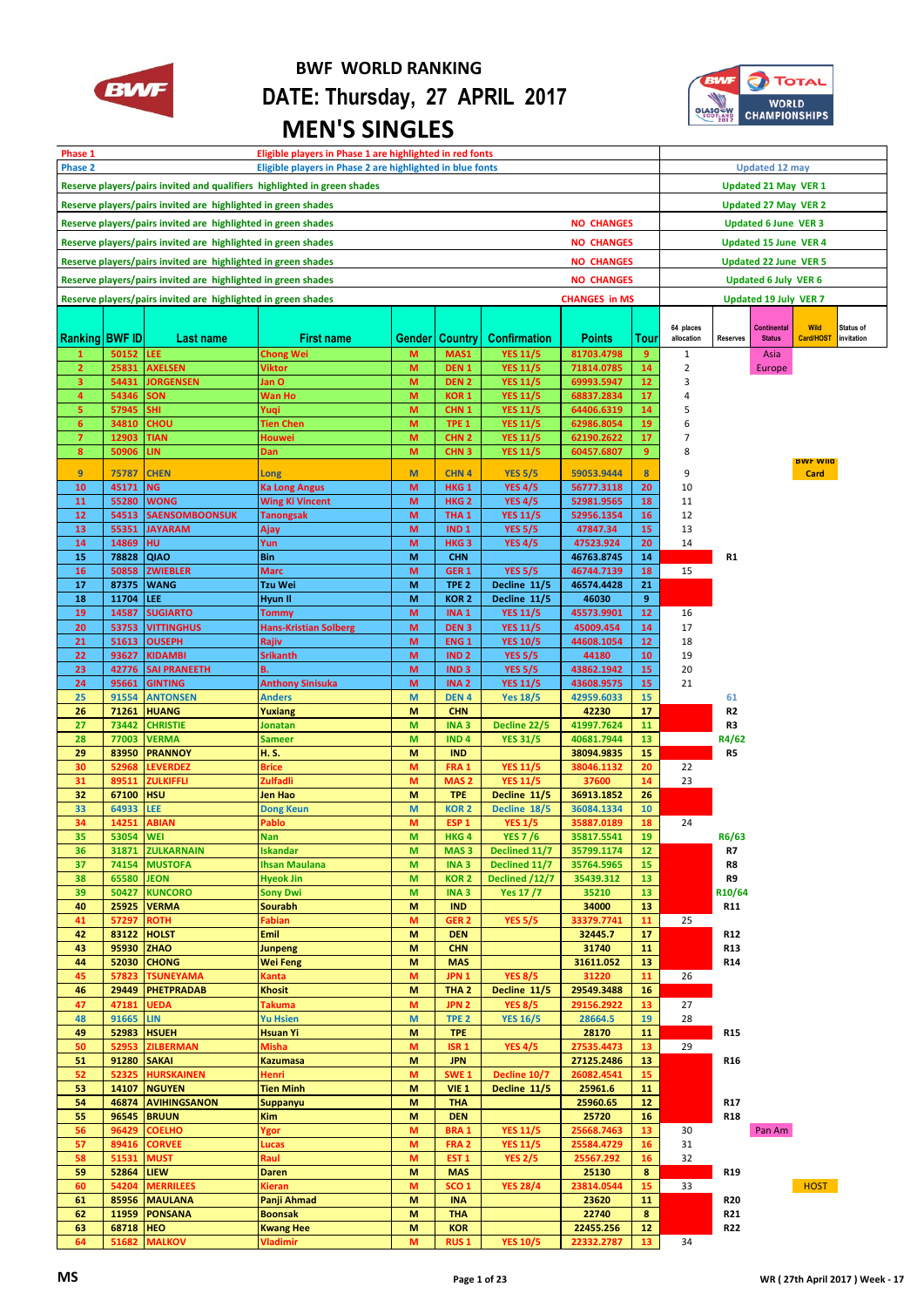# BWF WORLD RANKING

# DATE: Thursday, 27 APRIL 2017

# MEN'S SINGLES

| | | |
|---|---|---|
| Phase 1 | Eligible players in Phase 1 are highlighted in red fonts | |
| Phase 2 | Eligible players in Phase 2 are highlighted in blue fonts | Updated 12 may |
| Reserve players/pairs invited and qualifiers highlighted in green shades | | Updated 21 May VER 1 |
| Reserve players/pairs invited are highlighted in green shades | | Updated 27 May VER 2 |
| Reserve players/pairs invited are highlighted in green shades | NO CHANGES | Updated 6 June VER 3 |
| Reserve players/pairs invited are highlighted in green shades | NO CHANGES | Updated 15 June VER 4 |
| Reserve players/pairs invited are highlighted in green shades | NO CHANGES | Updated 22 June VER 5 |
| Reserve players/pairs invited are highlighted in green shades | NO CHANGES | Updated 6 July VER 6 |
| Reserve players/pairs invited are highlighted in green shades | CHANGES in MS | Updated 19 July VER 7 |

| Ranking | BWF ID | Last name | First name | Gender | Country | Confirmation | Points | Tour | 64 places allocation | Reserves | Continental Status | Wild Card/HOST | Status of invitation |
|---|---|---|---|---|---|---|---|---|---|---|---|---|---|
| 1 | 50152 | LEE | Chong Wei | M | MAS1 | YES 11/5 | 81703.4798 | 9 | 1 | | Asia | | |
| 2 | 25831 | AXELSEN | Viktor | M | DEN 1 | YES 11/5 | 71814.0785 | 14 | 2 | | Europe | | |
| 3 | 54431 | JORGENSEN | Jan O | M | DEN 2 | YES 11/5 | 69993.5947 | 12 | 3 | | | | |
| 4 | 54346 | SON | Wan Ho | M | KOR 1 | YES 11/5 | 68837.2834 | 17 | 4 | | | | |
| 5 | 57945 | SHI | Yuqi | M | CHN 1 | YES 11/5 | 64406.6319 | 14 | 5 | | | | |
| 6 | 34810 | CHOU | Tien Chen | M | TPE 1 | YES 11/5 | 62986.8054 | 19 | 6 | | | | |
| 7 | 12903 | TIAN | Houwei | M | CHN 2 | YES 11/5 | 62190.2622 | 17 | 7 | | | | |
| 8 | 50906 | LIN | Dan | M | CHN 3 | YES 11/5 | 60457.6807 | 9 | 8 | | | | |
| 9 | 75787 | CHEN | Long | M | CHN 4 | YES 5/5 | 59053.9444 | 8 | 9 | | | BWF Wild Card | |
| 10 | 45171 | NG | Ka Long Angus | M | HKG 1 | YES 4/5 | 56777.3118 | 20 | 10 | | | | |
| 11 | 55280 | WONG | Wing Ki Vincent | M | HKG 2 | YES 4/5 | 52981.9565 | 18 | 11 | | | | |
| 12 | 54513 | SAENSOMBOONSUK | Tanongsak | M | THA 1 | YES 11/5 | 52956.1354 | 16 | 12 | | | | |
| 13 | 55351 | JAYARAM | Ajay | M | IND 1 | YES 5/5 | 47847.34 | 15 | 13 | | | | |
| 14 | 14869 | HU | Yun | M | HKG 3 | YES 4/5 | 47523.924 | 20 | 14 | | | | |
| 15 | 78828 | QIAO | Bin | M | CHN | | 46763.8745 | 14 | | R1 | | | |
| 16 | 50858 | ZWIEBLER | Marc | M | GER 1 | YES 5/5 | 46744.7139 | 18 | 15 | | | | |
| 17 | 87375 | WANG | Tzu Wei | M | TPE 2 | Decline 11/5 | 46574.4428 | 21 | | | | | |
| 18 | 11704 | LEE | Hyun Il | M | KOR 2 | Decline 11/5 | 46030 | 9 | | | | | |
| 19 | 14587 | SUGIARTO | Tommy | M | INA 1 | YES 11/5 | 45573.9901 | 12 | 16 | | | | |
| 20 | 53753 | VITTINGHUS | Hans-Kristian Solberg | M | DEN 3 | YES 11/5 | 45009.454 | 14 | 17 | | | | |
| 21 | 51613 | OUSEPH | Rajiv | M | ENG 1 | YES 10/5 | 44608.1054 | 12 | 18 | | | | |
| 22 | 93627 | KIDAMBI | Srikanth | M | IND 2 | YES 5/5 | 44180 | 10 | 19 | | | | |
| 23 | 42776 | SAI PRANEETH | B. | M | IND 3 | YES 5/5 | 43862.1942 | 15 | 20 | | | | |
| 24 | 95661 | GINTING | Anthony Sinisuka | M | INA 2 | YES 11/5 | 43608.9575 | 15 | 21 | | | | |
| 25 | 91554 | ANTONSEN | Anders | M | DEN 4 | Yes 18/5 | 42959.6033 | 15 | | 61 | | | |
| 26 | 71261 | HUANG | Yuxiang | M | CHN | | 42230 | 17 | | R2 | | | |
| 27 | 73442 | CHRISTIE | Jonatan | M | INA 3 | Decline 22/5 | 41997.7624 | 11 | | R3 | | | |
| 28 | 77003 | VERMA | Sameer | M | IND 4 | YES 31/5 | 40681.7944 | 13 | | R4/62 | | | |
| 29 | 83950 | PRANNOY | H. S. | M | IND | | 38094.9835 | 15 | | R5 | | | |
| 30 | 52968 | LEVERDEZ | Brice | M | FRA 1 | YES 11/5 | 38046.1132 | 20 | 22 | | | | |
| 31 | 89511 | ZULKIFFLI | Zulfadli | M | MAS 2 | YES 11/5 | 37600 | 14 | 23 | | | | |
| 32 | 67100 | HSU | Jen Hao | M | TPE | Decline 11/5 | 36913.1852 | 26 | | | | | |
| 33 | 64933 | LEE | Dong Keun | M | KOR 2 | Decline 18/5 | 36084.1334 | 10 | | | | | |
| 34 | 14251 | ABIAN | Pablo | M | ESP 1 | YES 1/5 | 35887.0189 | 18 | 24 | | | | |
| 35 | 53054 | WEI | Nan | M | HKG 4 | YES 7 /6 | 35817.5541 | 19 | | R6/63 | | | |
| 36 | 31871 | ZULKARNAIN | Iskandar | M | MAS 3 | Declined 11/7 | 35799.1174 | 12 | | R7 | | | |
| 37 | 74154 | MUSTOFA | Ihsan Maulana | M | INA 3 | Declined 11/7 | 35764.5965 | 15 | | R8 | | | |
| 38 | 65580 | JEON | Hyeok Jin | M | KOR 2 | Declined /12/7 | 35439.312 | 13 | | R9 | | | |
| 39 | 50427 | KUNCORO | Sony Dwi | M | INA 3 | Yes 17 /7 | 35210 | 13 | | R10/64 | | | |
| 40 | 25925 | VERMA | Sourabh | M | IND | | 34000 | 13 | | R11 | | | |
| 41 | 57297 | ROTH | Fabian | M | GER 2 | YES 5/5 | 33379.7741 | 11 | 25 | | | | |
| 42 | 83122 | HOLST | Emil | M | DEN | | 32445.7 | 17 | | R12 | | | |
| 43 | 95930 | ZHAO | Junpeng | M | CHN | | 31740 | 11 | | R13 | | | |
| 44 | 52030 | CHONG | Wei Feng | M | MAS | | 31611.052 | 13 | | R14 | | | |
| 45 | 57823 | TSUNEYAMA | Kanta | M | JPN 1 | YES 8/5 | 31220 | 11 | 26 | | | | |
| 46 | 29449 | PHETPRADAB | Khosit | M | THA 2 | Decline 11/5 | 29549.3488 | 16 | | | | | |
| 47 | 47181 | UEDA | Takuma | M | JPN 2 | YES 8/5 | 29156.2922 | 13 | 27 | | | | |
| 48 | 91665 | LIN | Yu Hsien | M | TPE 2 | YES 16/5 | 28664.5 | 19 | 28 | | | | |
| 49 | 52983 | HSUEH | Hsuan Yi | M | TPE | | 28170 | 11 | | R15 | | | |
| 50 | 52953 | ZILBERMAN | Misha | M | ISR 1 | YES 4/5 | 27535.4473 | 13 | 29 | | | | |
| 51 | 91280 | SAKAI | Kazumasa | M | JPN | | 27125.2486 | 13 | | R16 | | | |
| 52 | 52325 | HURSKAINEN | Henri | M | SWE 1 | Decline 10/7 | 26082.4541 | 15 | | | | | |
| 53 | 14107 | NGUYEN | Tien Minh | M | VIE 1 | Decline 11/5 | 25961.6 | 11 | | | | | |
| 54 | 46874 | AVIHINGSANON | Suppanyu | M | THA | | 25960.65 | 12 | | R17 | | | |
| 55 | 96545 | BRUUN | Kim | M | DEN | | 25720 | 16 | | R18 | | | |
| 56 | 96429 | COELHO | Ygor | M | BRA 1 | YES 11/5 | 25668.7463 | 13 | 30 | | Pan Am | | |
| 57 | 89416 | CORVEE | Lucas | M | FRA 2 | YES 11/5 | 25584.4729 | 16 | 31 | | | | |
| 58 | 51531 | MUST | Raul | M | EST 1 | YES 2/5 | 25567.292 | 16 | 32 | | | | |
| 59 | 52864 | LIEW | Daren | M | MAS | | 25130 | 8 | | R19 | | | |
| 60 | 54204 | MERRILEES | Kieran | M | SCO 1 | YES 28/4 | 23814.0544 | 15 | 33 | | | HOST | |
| 61 | 85956 | MAULANA | Panji Ahmad | M | INA | | 23620 | 11 | | R20 | | | |
| 62 | 11959 | PONSANA | Boonsak | M | THA | | 22740 | 8 | | R21 | | | |
| 63 | 68718 | HEO | Kwang Hee | M | KOR | | 22455.256 | 12 | | R22 | | | |
| 64 | 51682 | MALKOV | Vladimir | M | RUS 1 | YES 10/5 | 22332.2787 | 13 | 34 | | | | |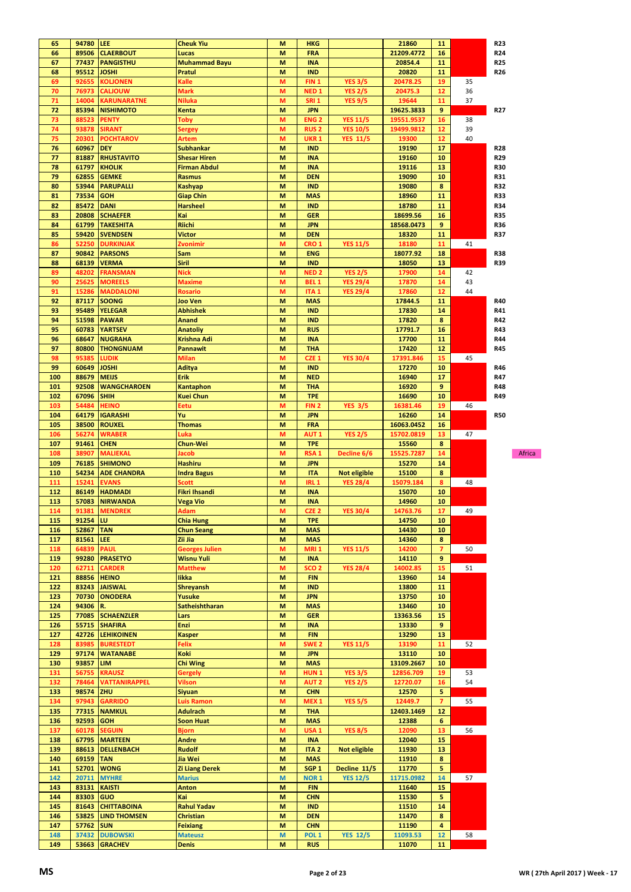| | | | | | | | | | | |
|---|---|---|---|---|---|---|---|---|---|---|
| 65 | 94780 | LEE | Cheuk Yiu | M | HKG | | 21860 | 11 | | R23 |
| 66 | 89506 | CLAERBOUT | Lucas | M | FRA | | 21209.4772 | 16 | | R24 |
| 67 | 77437 | PANGISTHU | Muhammad Bayu | M | INA | | 20854.4 | 11 | | R25 |
| 68 | 95512 | JOSHI | Pratul | M | IND | | 20820 | 11 | | R26 |
| 69 | 92655 | KOLJONEN | Kalle | M | FIN 1 | YES 3/5 | 20478.25 | 19 | 35 | |
| 70 | 76973 | CALJOUW | Mark | M | NED 1 | YES 2/5 | 20475.3 | 12 | 36 | |
| 71 | 14004 | KARUNARATNE | Niluka | M | SRI 1 | YES 9/5 | 19644 | 11 | 37 | |
| 72 | 85394 | NISHIMOTO | Kenta | M | JPN | | 19625.3833 | 9 | | R27 |
| 73 | 88523 | PENTY | Toby | M | ENG 2 | YES 11/5 | 19551.9537 | 16 | 38 | |
| 74 | 93878 | SIRANT | Sergey | M | RUS 2 | YES 10/5 | 19499.9812 | 12 | 39 | |
| 75 | 20301 | POCHTAROV | Artem | M | UKR 1 | YES 11/5 | 19300 | 12 | 40 | |
| 76 | 60967 | DEY | Subhankar | M | IND | | 19190 | 17 | | R28 |
| 77 | 81887 | RHUSTAVITO | Shesar Hiren | M | INA | | 19160 | 10 | | R29 |
| 78 | 61797 | KHOLIK | Firman Abdul | M | INA | | 19116 | 13 | | R30 |
| 79 | 62855 | GEMKE | Rasmus | M | DEN | | 19090 | 10 | | R31 |
| 80 | 53944 | PARUPALLI | Kashyap | M | IND | | 19080 | 8 | | R32 |
| 81 | 73534 | GOH | Giap Chin | M | MAS | | 18960 | 11 | | R33 |
| 82 | 85472 | DANI | Harsheel | M | IND | | 18780 | 11 | | R34 |
| 83 | 20808 | SCHAEFER | Kai | M | GER | | 18699.56 | 16 | | R35 |
| 84 | 61799 | TAKESHITA | Riichi | M | JPN | | 18568.0473 | 9 | | R36 |
| 85 | 59420 | SVENDSEN | Victor | M | DEN | | 18320 | 11 | | R37 |
| 86 | 52250 | DURKINJAK | Zvonimir | M | CRO 1 | YES 11/5 | 18180 | 11 | 41 | |
| 87 | 90842 | PARSONS | Sam | M | ENG | | 18077.92 | 18 | | R38 |
| 88 | 68139 | VERMA | Siril | M | IND | | 18050 | 13 | | R39 |
| 89 | 48202 | FRANSMAN | Nick | M | NED 2 | YES 2/5 | 17900 | 14 | 42 | |
| 90 | 25625 | MOREELS | Maxime | M | BEL 1 | YES 29/4 | 17870 | 14 | 43 | |
| 91 | 15286 | MADDALONI | Rosario | M | ITA 1 | YES 29/4 | 17860 | 12 | 44 | |
| 92 | 87117 | SOONG | Joo Ven | M | MAS | | 17844.5 | 11 | | R40 |
| 93 | 95489 | YELEGAR | Abhishek | M | IND | | 17830 | 14 | | R41 |
| 94 | 51598 | PAWAR | Anand | M | IND | | 17820 | 8 | | R42 |
| 95 | 60783 | YARTSEV | Anatoliy | M | RUS | | 17791.7 | 16 | | R43 |
| 96 | 68647 | NUGRAHA | Krishna Adi | M | INA | | 17700 | 11 | | R44 |
| 97 | 80800 | THONGNUAM | Pannawit | M | THA | | 17420 | 12 | | R45 |
| 98 | 95385 | LUDIK | Milan | M | CZE 1 | YES 30/4 | 17391.846 | 15 | 45 | |
| 99 | 60649 | JOSHI | Aditya | M | IND | | 17270 | 10 | | R46 |
| 100 | 88679 | MEIJS | Erik | M | NED | | 16940 | 17 | | R47 |
| 101 | 92508 | WANGCHAROEN | Kantaphon | M | THA | | 16920 | 9 | | R48 |
| 102 | 67096 | SHIH | Kuei Chun | M | TPE | | 16690 | 10 | | R49 |
| 103 | 54484 | HEINO | Eetu | M | FIN 2 | YES 3/5 | 16381.46 | 19 | 46 | |
| 104 | 64179 | IGARASHI | Yu | M | JPN | | 16260 | 14 | | R50 |
| 105 | 38500 | ROUXEL | Thomas | M | FRA | | 16063.0452 | 16 | | |
| 106 | 56274 | WRABER | Luka | M | AUT 1 | YES 2/5 | 15702.0819 | 13 | 47 | |
| 107 | 91461 | CHEN | Chun-Wei | M | TPE | | 15560 | 8 | | |
| 108 | 38907 | MALIEKAL | Jacob | M | RSA 1 | Decline 6/6 | 15525.7287 | 14 | | Africa |
| 109 | 76185 | SHIMONO | Hashiru | M | JPN | | 15270 | 14 | | |
| 110 | 54234 | ADE CHANDRA | Indra Bagus | M | ITA | Not eligible | 15100 | 8 | | |
| 111 | 15241 | EVANS | Scott | M | IRL 1 | YES 28/4 | 15079.184 | 8 | 48 | |
| 112 | 86149 | HADMADI | Fikri Ihsandi | M | INA | | 15070 | 10 | | |
| 113 | 57083 | NIRWANDA | Vega Vio | M | INA | | 14960 | 10 | | |
| 114 | 91381 | MENDREK | Adam | M | CZE 2 | YES 30/4 | 14763.76 | 17 | 49 | |
| 115 | 91254 | LU | Chia Hung | M | TPE | | 14750 | 10 | | |
| 116 | 52867 | TAN | Chun Seang | M | MAS | | 14430 | 10 | | |
| 117 | 81561 | LEE | Zii Jia | M | MAS | | 14360 | 8 | | |
| 118 | 64839 | PAUL | Georges Julien | M | MRI 1 | YES 11/5 | 14200 | 7 | 50 | |
| 119 | 99280 | PRASETYO | Wisnu Yuli | M | INA | | 14110 | 9 | | |
| 120 | 62711 | CARDER | Matthew | M | SCO 2 | YES 28/4 | 14002.85 | 15 | 51 | |
| 121 | 88856 | HEINO | Iikka | M | FIN | | 13960 | 14 | | |
| 122 | 83243 | JAISWAL | Shreyansh | M | IND | | 13800 | 11 | | |
| 123 | 70730 | ONODERA | Yusuke | M | JPN | | 13750 | 10 | | |
| 124 | 94306 | R. | Satheishtharan | M | MAS | | 13460 | 10 | | |
| 125 | 77085 | SCHAENZLER | Lars | M | GER | | 13363.56 | 15 | | |
| 126 | 55715 | SHAFIRA | Enzi | M | INA | | 13330 | 9 | | |
| 127 | 42726 | LEHIKOINEN | Kasper | M | FIN | | 13290 | 13 | | |
| 128 | 83985 | BURESTEDT | Felix | M | SWE 2 | YES 11/5 | 13190 | 11 | 52 | |
| 129 | 97174 | WATANABE | Koki | M | JPN | | 13110 | 10 | | |
| 130 | 93857 | LIM | Chi Wing | M | MAS | | 13109.2667 | 10 | | |
| 131 | 56755 | KRAUSZ | Gergely | M | HUN 1 | YES 3/5 | 12856.709 | 19 | 53 | |
| 132 | 78464 | VATTANIRAPPEL | Vilson | M | AUT 2 | YES 2/5 | 12720.07 | 16 | 54 | |
| 133 | 98574 | ZHU | Siyuan | M | CHN | | 12570 | 5 | | |
| 134 | 97943 | GARRIDO | Luis Ramon | M | MEX 1 | YES 5/5 | 12449.7 | 7 | 55 | |
| 135 | 77315 | NAMKUL | Adulrach | M | THA | | 12403.1469 | 12 | | |
| 136 | 92593 | GOH | Soon Huat | M | MAS | | 12388 | 6 | | |
| 137 | 60178 | SEGUIN | Bjorn | M | USA 1 | YES 8/5 | 12090 | 13 | 56 | |
| 138 | 67795 | MARTEEN | Andre | M | INA | | 12040 | 15 | | |
| 139 | 88613 | DELLENBACH | Rudolf | M | ITA 2 | Not eligible | 11930 | 13 | | |
| 140 | 69159 | TAN | Jia Wei | M | MAS | | 11910 | 8 | | |
| 141 | 52701 | WONG | Zi Liang Derek | M | SGP 1 | Decline 11/5 | 11770 | 5 | | |
| 142 | 20711 | MYHRE | Marius | M | NOR 1 | YES 12/5 | 11715.0982 | 14 | 57 | |
| 143 | 83131 | KAISTI | Anton | M | FIN | | 11640 | 15 | | |
| 144 | 83303 | GUO | Kai | M | CHN | | 11530 | 5 | | |
| 145 | 81643 | CHITTABOINA | Rahul Yadav | M | IND | | 11510 | 14 | | |
| 146 | 53825 | LIND THOMSEN | Christian | M | DEN | | 11470 | 8 | | |
| 147 | 57762 | SUN | Feixiang | M | CHN | | 11190 | 4 | | |
| 148 | 37432 | DUBOWSKI | Mateusz | M | POL 1 | YES 12/5 | 11093.53 | 12 | 58 | |
| 149 | 53663 | GRACHEV | Denis | M | RUS | | 11070 | 11 | | |

MS | WR ( 27th April 2017 ) Week - 17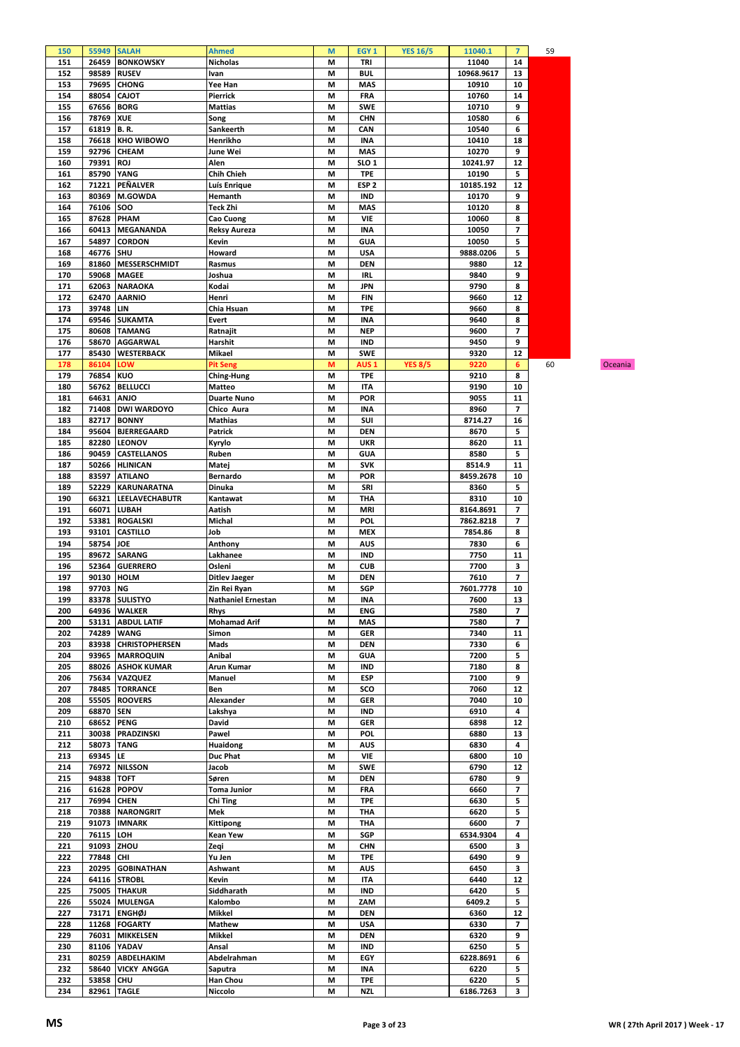| | | | | | | | | | | |
|---|---|---|---|---|---|---|---|---|---|---|
| 150 | 55949 | SALAH | Ahmed | M | EGY 1 | YES 16/5 | 11040.1 | 7 | 59 | |
| 151 | 26459 | BONKOWSKY | Nicholas | M | TRI | | 11040 | 14 | | |
| 152 | 98589 | RUSEV | Ivan | M | BUL | | 10968.9617 | 13 | | |
| 153 | 79695 | CHONG | Yee Han | M | MAS | | 10910 | 10 | | |
| 154 | 88054 | CAJOT | Pierrick | M | FRA | | 10760 | 14 | | |
| 155 | 67656 | BORG | Mattias | M | SWE | | 10710 | 9 | | |
| 156 | 78769 | XUE | Song | M | CHN | | 10580 | 6 | | |
| 157 | 61819 | B. R. | Sankeerth | M | CAN | | 10540 | 6 | | |
| 158 | 76618 | KHO WIBOWO | Henrikho | M | INA | | 10410 | 18 | | |
| 159 | 92796 | CHEAM | June Wei | M | MAS | | 10270 | 9 | | |
| 160 | 79391 | ROJ | Alen | M | SLO 1 | | 10241.97 | 12 | | |
| 161 | 85790 | YANG | Chih Chieh | M | TPE | | 10190 | 5 | | |
| 162 | 71221 | PEÑALVER | Luís Enrique | M | ESP 2 | | 10185.192 | 12 | | |
| 163 | 80369 | M.GOWDA | Hemanth | M | IND | | 10170 | 9 | | |
| 164 | 76106 | SOO | Teck Zhi | M | MAS | | 10120 | 8 | | |
| 165 | 87628 | PHAM | Cao Cuong | M | VIE | | 10060 | 8 | | |
| 166 | 60413 | MEGANANDA | Reksy Aureza | M | INA | | 10050 | 7 | | |
| 167 | 54897 | CORDON | Kevin | M | GUA | | 10050 | 5 | | |
| 168 | 46776 | SHU | Howard | M | USA | | 9888.0206 | 5 | | |
| 169 | 81860 | MESSERSCHMIDT | Rasmus | M | DEN | | 9880 | 12 | | |
| 170 | 59068 | MAGEE | Joshua | M | IRL | | 9840 | 9 | | |
| 171 | 62063 | NARAOKA | Kodai | M | JPN | | 9790 | 8 | | |
| 172 | 62470 | AARNIO | Henri | M | FIN | | 9660 | 12 | | |
| 173 | 39748 | LIN | Chia Hsuan | M | TPE | | 9660 | 8 | | |
| 174 | 69546 | SUKAMTA | Evert | M | INA | | 9640 | 8 | | |
| 175 | 80608 | TAMANG | Ratnajit | M | NEP | | 9600 | 7 | | |
| 176 | 58670 | AGGARWAL | Harshit | M | IND | | 9450 | 9 | | |
| 177 | 85430 | WESTERBACK | Mikael | M | SWE | | 9320 | 12 | | |
| 178 | 86104 | LOW | Pit Seng | M | AUS 1 | YES 8/5 | 9220 | 6 | 60 | Oceania |
| 179 | 76854 | KUO | Ching-Hung | M | TPE | | 9210 | 8 | | |
| 180 | 56762 | BELLUCCI | Matteo | M | ITA | | 9190 | 10 | | |
| 181 | 64631 | ANJO | Duarte Nuno | M | POR | | 9055 | 11 | | |
| 182 | 71408 | DWI WARDOYO | Chico Aura | M | INA | | 8960 | 7 | | |
| 183 | 82717 | BONNY | Mathias | M | SUI | | 8714.27 | 16 | | |
| 184 | 95604 | BJERREGAARD | Patrick | M | DEN | | 8670 | 5 | | |
| 185 | 82280 | LEONOV | Kyrylo | M | UKR | | 8620 | 11 | | |
| 186 | 90459 | CASTELLANOS | Ruben | M | GUA | | 8580 | 5 | | |
| 187 | 50266 | HLINICAN | Matej | M | SVK | | 8514.9 | 11 | | |
| 188 | 83597 | ATILANO | Bernardo | M | POR | | 8459.2678 | 10 | | |
| 189 | 52229 | KARUNARATNA | Dinuka | M | SRI | | 8360 | 5 | | |
| 190 | 66321 | LEELAVECHABUTR | Kantawat | M | THA | | 8310 | 10 | | |
| 191 | 66071 | LUBAH | Aatish | M | MRI | | 8164.8691 | 7 | | |
| 192 | 53381 | ROGALSKI | Michal | M | POL | | 7862.8218 | 7 | | |
| 193 | 93101 | CASTILLO | Job | M | MEX | | 7854.86 | 8 | | |
| 194 | 58754 | JOE | Anthony | M | AUS | | 7830 | 6 | | |
| 195 | 89672 | SARANG | Lakhanee | M | IND | | 7750 | 11 | | |
| 196 | 52364 | GUERRERO | Osleni | M | CUB | | 7700 | 3 | | |
| 197 | 90130 | HOLM | Ditlev Jaeger | M | DEN | | 7610 | 7 | | |
| 198 | 97703 | NG | Zin Rei Ryan | M | SGP | | 7601.7778 | 10 | | |
| 199 | 83378 | SULISTYO | Nathaniel Ernestan | M | INA | | 7600 | 13 | | |
| 200 | 64936 | WALKER | Rhys | M | ENG | | 7580 | 7 | | |
| 200 | 53131 | ABDUL LATIF | Mohamad Arif | M | MAS | | 7580 | 7 | | |
| 202 | 74289 | WANG | Simon | M | GER | | 7340 | 11 | | |
| 203 | 83938 | CHRISTOPHERSEN | Mads | M | DEN | | 7330 | 6 | | |
| 204 | 93965 | MARROQUIN | Anibal | M | GUA | | 7200 | 5 | | |
| 205 | 88026 | ASHOK KUMAR | Arun Kumar | M | IND | | 7180 | 8 | | |
| 206 | 75634 | VAZQUEZ | Manuel | M | ESP | | 7100 | 9 | | |
| 207 | 78485 | TORRANCE | Ben | M | SCO | | 7060 | 12 | | |
| 208 | 55505 | ROOVERS | Alexander | M | GER | | 7040 | 10 | | |
| 209 | 68870 | SEN | Lakshya | M | IND | | 6910 | 4 | | |
| 210 | 68652 | PENG | David | M | GER | | 6898 | 12 | | |
| 211 | 30038 | PRADZINSKI | Pawel | M | POL | | 6880 | 13 | | |
| 212 | 58073 | TANG | Huaidong | M | AUS | | 6830 | 4 | | |
| 213 | 69345 | LE | Duc Phat | M | VIE | | 6800 | 10 | | |
| 214 | 76972 | NILSSON | Jacob | M | SWE | | 6790 | 12 | | |
| 215 | 94838 | TOFT | Søren | M | DEN | | 6780 | 9 | | |
| 216 | 61628 | POPOV | Toma Junior | M | FRA | | 6660 | 7 | | |
| 217 | 76994 | CHEN | Chi Ting | M | TPE | | 6630 | 5 | | |
| 218 | 70388 | NARONGRIT | Mek | M | THA | | 6620 | 5 | | |
| 219 | 91073 | IMNARK | Kittipong | M | THA | | 6600 | 7 | | |
| 220 | 76115 | LOH | Kean Yew | M | SGP | | 6534.9304 | 4 | | |
| 221 | 91093 | ZHOU | Zeqi | M | CHN | | 6500 | 3 | | |
| 222 | 77848 | CHI | Yu Jen | M | TPE | | 6490 | 9 | | |
| 223 | 20295 | GOBINATHAN | Ashwant | M | AUS | | 6450 | 3 | | |
| 224 | 64116 | STROBL | Kevin | M | ITA | | 6440 | 12 | | |
| 225 | 75005 | THAKUR | Siddharath | M | IND | | 6420 | 5 | | |
| 226 | 55024 | MULENGA | Kalombo | M | ZAM | | 6409.2 | 5 | | |
| 227 | 73171 | ENGHØJ | Mikkel | M | DEN | | 6360 | 12 | | |
| 228 | 11268 | FOGARTY | Mathew | M | USA | | 6330 | 7 | | |
| 229 | 76031 | MIKKELSEN | Mikkel | M | DEN | | 6320 | 9 | | |
| 230 | 81106 | YADAV | Ansal | M | IND | | 6250 | 5 | | |
| 231 | 80259 | ABDELHAKIM | Abdelrahman | M | EGY | | 6228.8691 | 6 | | |
| 232 | 58640 | VICKY ANGGA | Saputra | M | INA | | 6220 | 5 | | |
| 232 | 53858 | CHU | Han Chou | M | TPE | | 6220 | 5 | | |
| 234 | 82961 | TAGLE | Niccolo | M | NZL | | 6186.7263 | 3 | | |